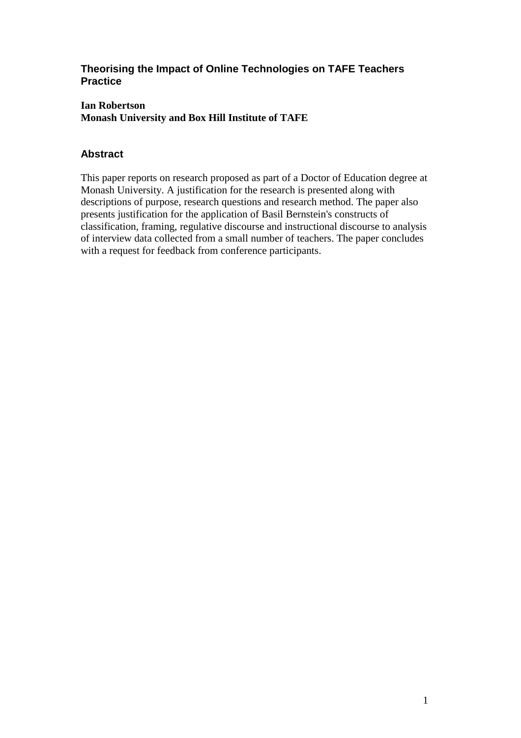# Theorising the Impact of Online Technologies on TAFE Teachers Practice

**Ian Robertson**
**Monash University and Box Hill Institute of TAFE**

## Abstract

This paper reports on research proposed as part of a Doctor of Education degree at Monash University. A justification for the research is presented along with descriptions of purpose, research questions and research method. The paper also presents justification for the application of Basil Bernstein's constructs of classification, framing, regulative discourse and instructional discourse to analysis of interview data collected from a small number of teachers. The paper concludes with a request for feedback from conference participants.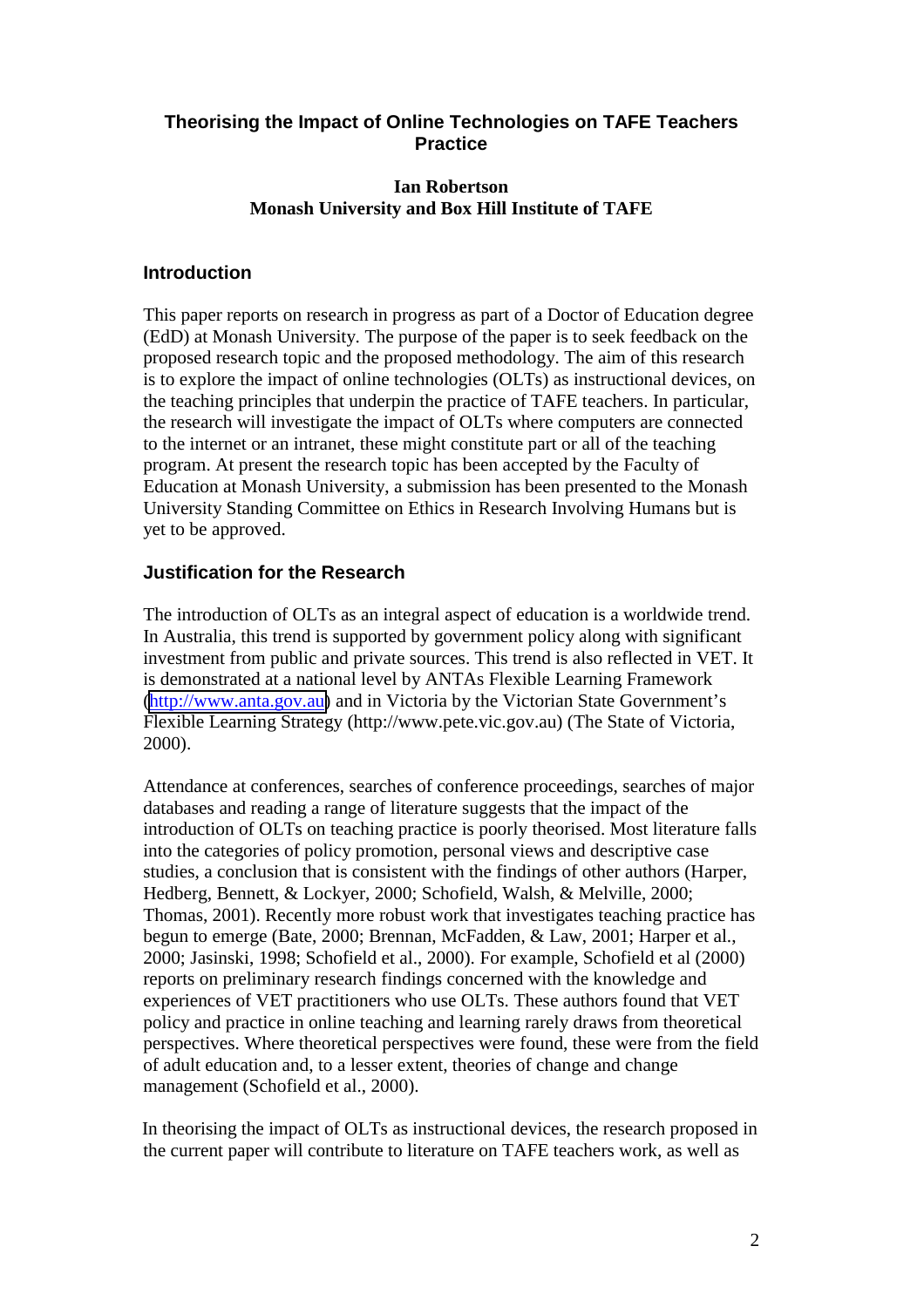## Theorising the Impact of Online Technologies on TAFE Teachers Practice

**Ian Robertson**
**Monash University and Box Hill Institute of TAFE**

### Introduction

This paper reports on research in progress as part of a Doctor of Education degree (EdD) at Monash University. The purpose of the paper is to seek feedback on the proposed research topic and the proposed methodology. The aim of this research is to explore the impact of online technologies (OLTs) as instructional devices, on the teaching principles that underpin the practice of TAFE teachers. In particular, the research will investigate the impact of OLTs where computers are connected to the internet or an intranet, these might constitute part or all of the teaching program. At present the research topic has been accepted by the Faculty of Education at Monash University, a submission has been presented to the Monash University Standing Committee on Ethics in Research Involving Humans but is yet to be approved.

### Justification for the Research

The introduction of OLTs as an integral aspect of education is a worldwide trend. In Australia, this trend is supported by government policy along with significant investment from public and private sources. This trend is also reflected in VET. It is demonstrated at a national level by ANTAs Flexible Learning Framework (http://www.anta.gov.au) and in Victoria by the Victorian State Government's Flexible Learning Strategy (http://www.pete.vic.gov.au) (The State of Victoria, 2000).

Attendance at conferences, searches of conference proceedings, searches of major databases and reading a range of literature suggests that the impact of the introduction of OLTs on teaching practice is poorly theorised. Most literature falls into the categories of policy promotion, personal views and descriptive case studies, a conclusion that is consistent with the findings of other authors (Harper, Hedberg, Bennett, & Lockyer, 2000; Schofield, Walsh, & Melville, 2000; Thomas, 2001). Recently more robust work that investigates teaching practice has begun to emerge (Bate, 2000; Brennan, McFadden, & Law, 2001; Harper et al., 2000; Jasinski, 1998; Schofield et al., 2000). For example, Schofield et al (2000) reports on preliminary research findings concerned with the knowledge and experiences of VET practitioners who use OLTs. These authors found that VET policy and practice in online teaching and learning rarely draws from theoretical perspectives. Where theoretical perspectives were found, these were from the field of adult education and, to a lesser extent, theories of change and change management (Schofield et al., 2000).

In theorising the impact of OLTs as instructional devices, the research proposed in the current paper will contribute to literature on TAFE teachers work, as well as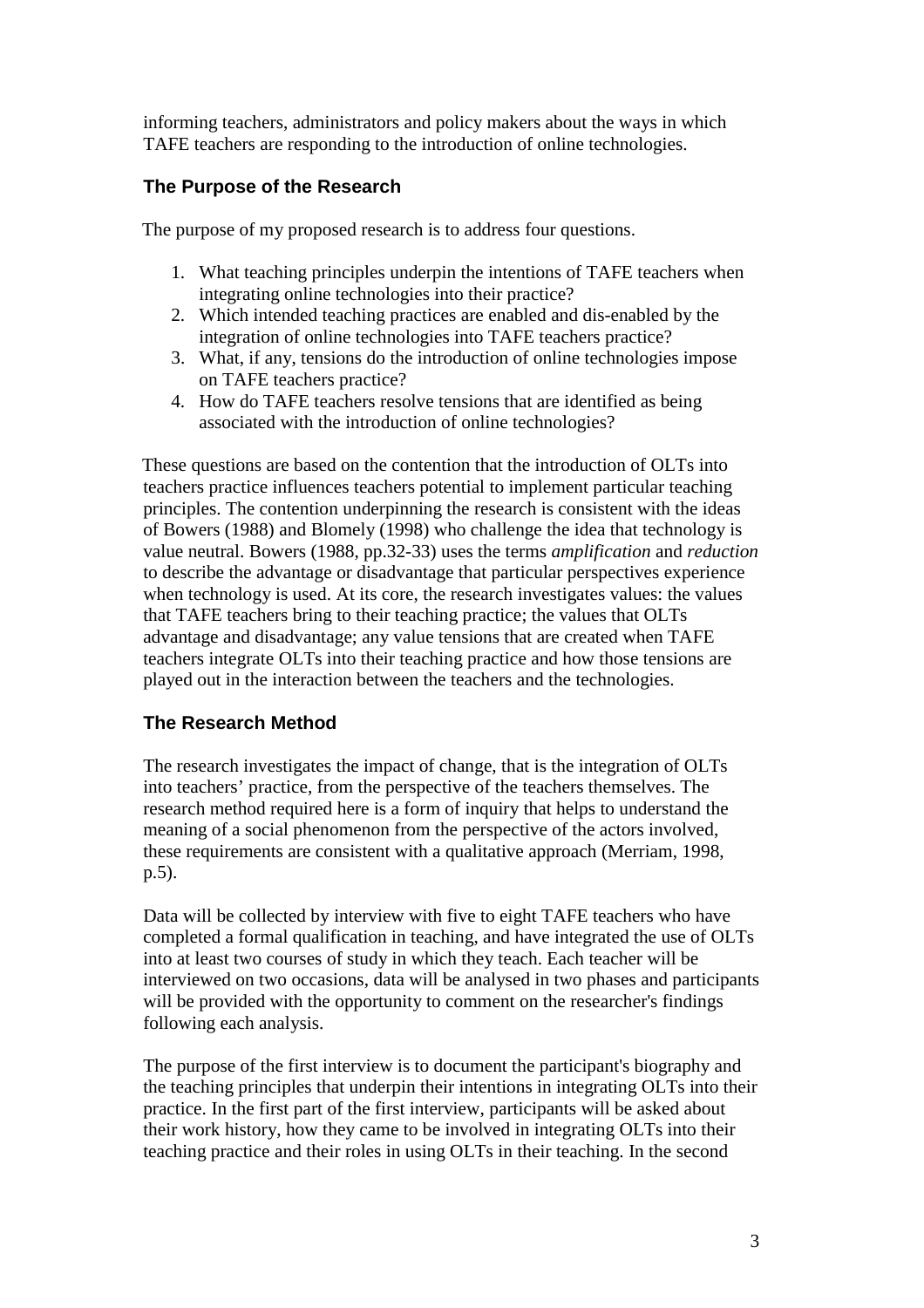informing teachers, administrators and policy makers about the ways in which TAFE teachers are responding to the introduction of online technologies.

### The Purpose of the Research

The purpose of my proposed research is to address four questions.

1. What teaching principles underpin the intentions of TAFE teachers when integrating online technologies into their practice?
2. Which intended teaching practices are enabled and dis-enabled by the integration of online technologies into TAFE teachers practice?
3. What, if any, tensions do the introduction of online technologies impose on TAFE teachers practice?
4. How do TAFE teachers resolve tensions that are identified as being associated with the introduction of online technologies?

These questions are based on the contention that the introduction of OLTs into teachers practice influences teachers potential to implement particular teaching principles. The contention underpinning the research is consistent with the ideas of Bowers (1988) and Blomely (1998) who challenge the idea that technology is value neutral. Bowers (1988, pp.32-33) uses the terms *amplification* and *reduction* to describe the advantage or disadvantage that particular perspectives experience when technology is used. At its core, the research investigates values: the values that TAFE teachers bring to their teaching practice; the values that OLTs advantage and disadvantage; any value tensions that are created when TAFE teachers integrate OLTs into their teaching practice and how those tensions are played out in the interaction between the teachers and the technologies.

### The Research Method

The research investigates the impact of change, that is the integration of OLTs into teachers' practice, from the perspective of the teachers themselves. The research method required here is a form of inquiry that helps to understand the meaning of a social phenomenon from the perspective of the actors involved, these requirements are consistent with a qualitative approach (Merriam, 1998, p.5).

Data will be collected by interview with five to eight TAFE teachers who have completed a formal qualification in teaching, and have integrated the use of OLTs into at least two courses of study in which they teach. Each teacher will be interviewed on two occasions, data will be analysed in two phases and participants will be provided with the opportunity to comment on the researcher's findings following each analysis.

The purpose of the first interview is to document the participant's biography and the teaching principles that underpin their intentions in integrating OLTs into their practice. In the first part of the first interview, participants will be asked about their work history, how they came to be involved in integrating OLTs into their teaching practice and their roles in using OLTs in their teaching. In the second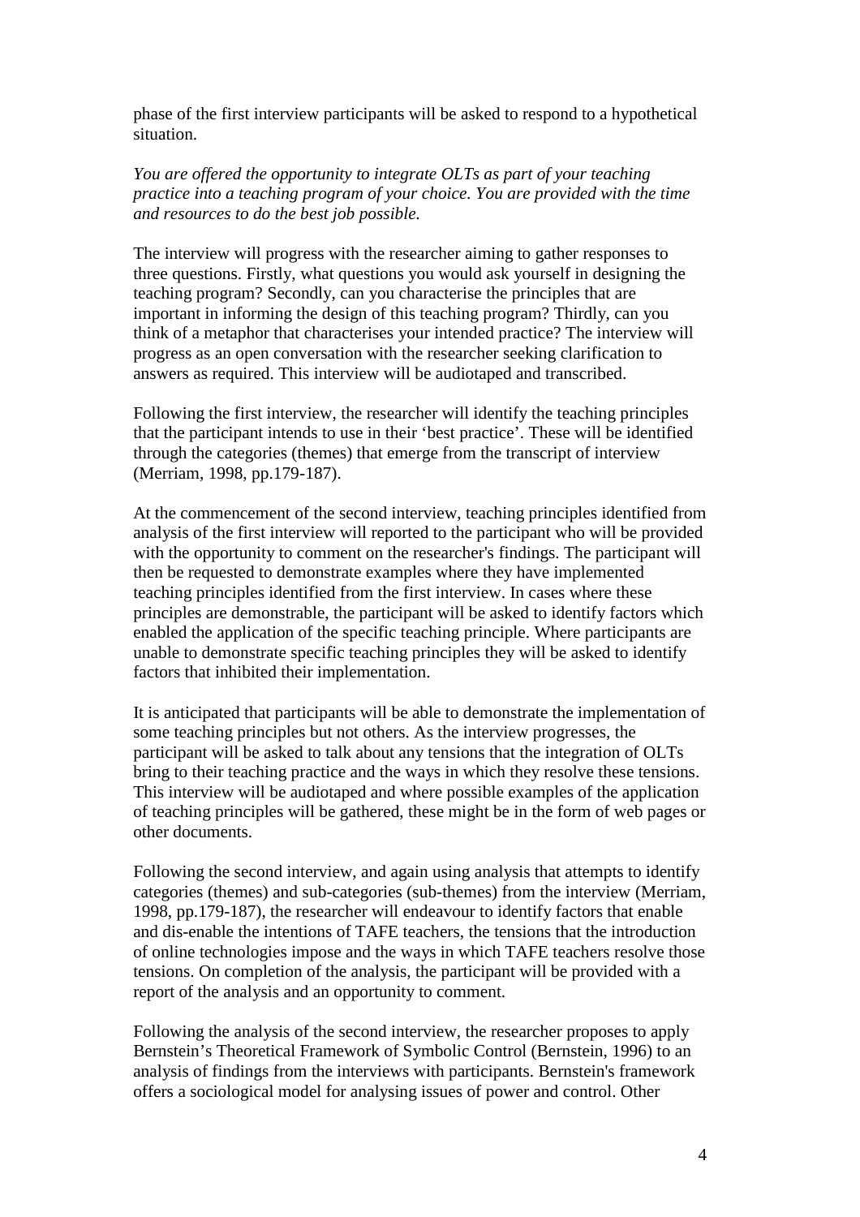phase of the first interview participants will be asked to respond to a hypothetical situation.

*You are offered the opportunity to integrate OLTs as part of your teaching practice into a teaching program of your choice. You are provided with the time and resources to do the best job possible.*

The interview will progress with the researcher aiming to gather responses to three questions. Firstly, what questions you would ask yourself in designing the teaching program? Secondly, can you characterise the principles that are important in informing the design of this teaching program? Thirdly, can you think of a metaphor that characterises your intended practice? The interview will progress as an open conversation with the researcher seeking clarification to answers as required. This interview will be audiotaped and transcribed.

Following the first interview, the researcher will identify the teaching principles that the participant intends to use in their 'best practice'. These will be identified through the categories (themes) that emerge from the transcript of interview (Merriam, 1998, pp.179-187).

At the commencement of the second interview, teaching principles identified from analysis of the first interview will reported to the participant who will be provided with the opportunity to comment on the researcher's findings. The participant will then be requested to demonstrate examples where they have implemented teaching principles identified from the first interview. In cases where these principles are demonstrable, the participant will be asked to identify factors which enabled the application of the specific teaching principle. Where participants are unable to demonstrate specific teaching principles they will be asked to identify factors that inhibited their implementation.

It is anticipated that participants will be able to demonstrate the implementation of some teaching principles but not others. As the interview progresses, the participant will be asked to talk about any tensions that the integration of OLTs bring to their teaching practice and the ways in which they resolve these tensions. This interview will be audiotaped and where possible examples of the application of teaching principles will be gathered, these might be in the form of web pages or other documents.

Following the second interview, and again using analysis that attempts to identify categories (themes) and sub-categories (sub-themes) from the interview (Merriam, 1998, pp.179-187), the researcher will endeavour to identify factors that enable and dis-enable the intentions of TAFE teachers, the tensions that the introduction of online technologies impose and the ways in which TAFE teachers resolve those tensions. On completion of the analysis, the participant will be provided with a report of the analysis and an opportunity to comment.

Following the analysis of the second interview, the researcher proposes to apply Bernstein's Theoretical Framework of Symbolic Control (Bernstein, 1996) to an analysis of findings from the interviews with participants. Bernstein's framework offers a sociological model for analysing issues of power and control. Other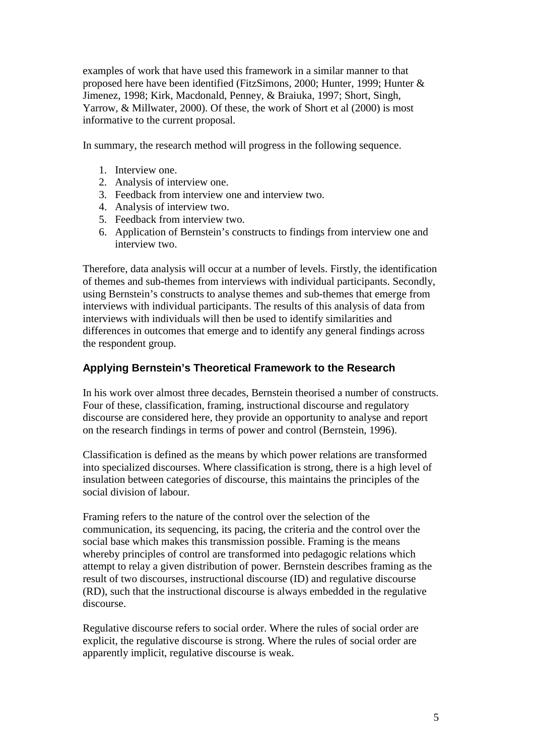examples of work that have used this framework in a similar manner to that proposed here have been identified (FitzSimons, 2000; Hunter, 1999; Hunter & Jimenez, 1998; Kirk, Macdonald, Penney, & Braiuka, 1997; Short, Singh, Yarrow, & Millwater, 2000). Of these, the work of Short et al (2000) is most informative to the current proposal.

In summary, the research method will progress in the following sequence.

1. Interview one.
2. Analysis of interview one.
3. Feedback from interview one and interview two.
4. Analysis of interview two.
5. Feedback from interview two.
6. Application of Bernstein's constructs to findings from interview one and interview two.

Therefore, data analysis will occur at a number of levels. Firstly, the identification of themes and sub-themes from interviews with individual participants. Secondly, using Bernstein's constructs to analyse themes and sub-themes that emerge from interviews with individual participants. The results of this analysis of data from interviews with individuals will then be used to identify similarities and differences in outcomes that emerge and to identify any general findings across the respondent group.

### Applying Bernstein's Theoretical Framework to the Research

In his work over almost three decades, Bernstein theorised a number of constructs. Four of these, classification, framing, instructional discourse and regulatory discourse are considered here, they provide an opportunity to analyse and report on the research findings in terms of power and control (Bernstein, 1996).

Classification is defined as the means by which power relations are transformed into specialized discourses. Where classification is strong, there is a high level of insulation between categories of discourse, this maintains the principles of the social division of labour.

Framing refers to the nature of the control over the selection of the communication, its sequencing, its pacing, the criteria and the control over the social base which makes this transmission possible. Framing is the means whereby principles of control are transformed into pedagogic relations which attempt to relay a given distribution of power. Bernstein describes framing as the result of two discourses, instructional discourse (ID) and regulative discourse (RD), such that the instructional discourse is always embedded in the regulative discourse.

Regulative discourse refers to social order. Where the rules of social order are explicit, the regulative discourse is strong. Where the rules of social order are apparently implicit, regulative discourse is weak.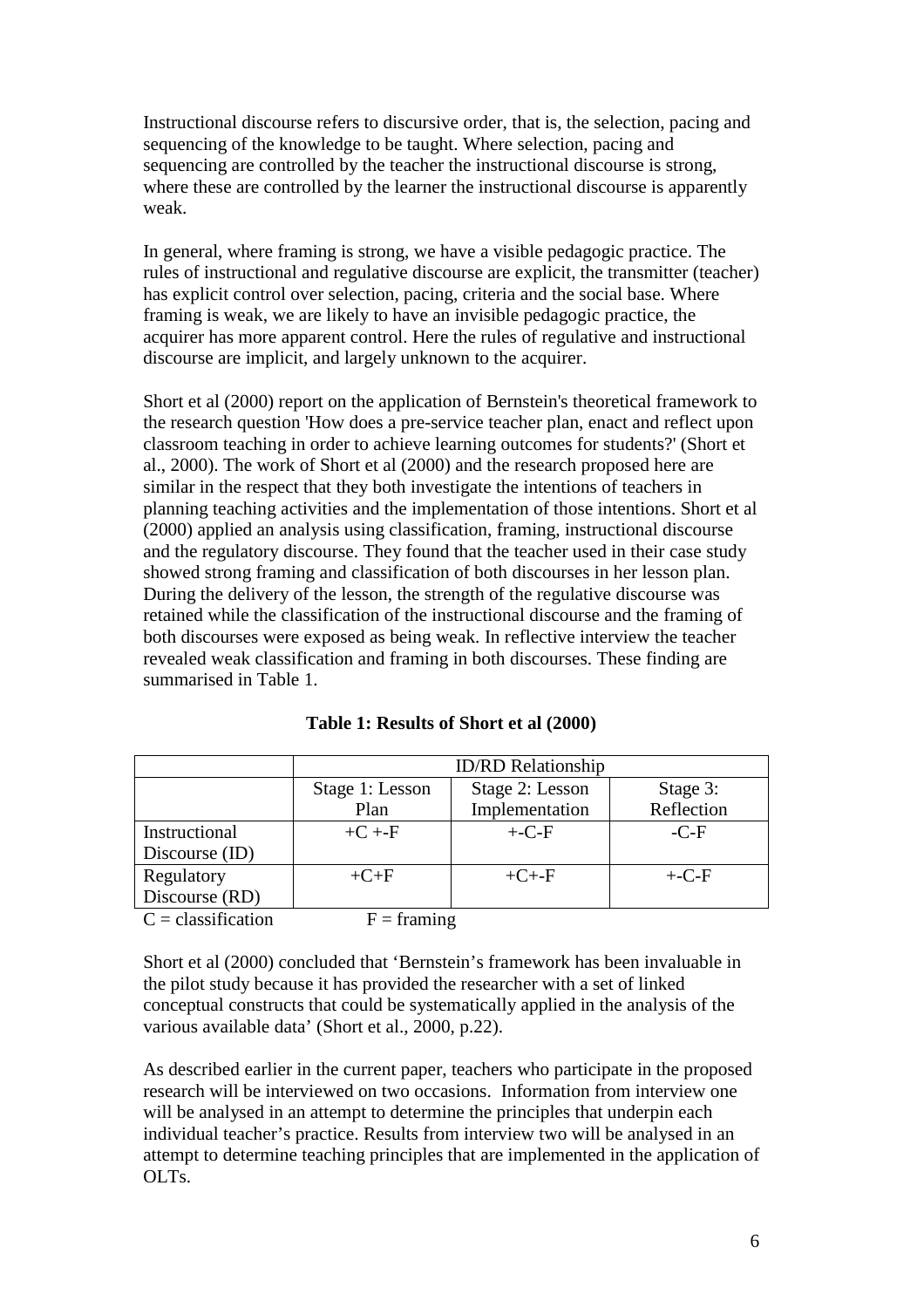Instructional discourse refers to discursive order, that is, the selection, pacing and sequencing of the knowledge to be taught. Where selection, pacing and sequencing are controlled by the teacher the instructional discourse is strong, where these are controlled by the learner the instructional discourse is apparently weak.

In general, where framing is strong, we have a visible pedagogic practice. The rules of instructional and regulative discourse are explicit, the transmitter (teacher) has explicit control over selection, pacing, criteria and the social base. Where framing is weak, we are likely to have an invisible pedagogic practice, the acquirer has more apparent control. Here the rules of regulative and instructional discourse are implicit, and largely unknown to the acquirer.

Short et al (2000) report on the application of Bernstein's theoretical framework to the research question 'How does a pre-service teacher plan, enact and reflect upon classroom teaching in order to achieve learning outcomes for students?' (Short et al., 2000). The work of Short et al (2000) and the research proposed here are similar in the respect that they both investigate the intentions of teachers in planning teaching activities and the implementation of those intentions. Short et al (2000) applied an analysis using classification, framing, instructional discourse and the regulatory discourse. They found that the teacher used in their case study showed strong framing and classification of both discourses in her lesson plan. During the delivery of the lesson, the strength of the regulative discourse was retained while the classification of the instructional discourse and the framing of both discourses were exposed as being weak. In reflective interview the teacher revealed weak classification and framing in both discourses. These finding are summarised in Table 1.

**Table 1: Results of Short et al (2000)**

| | ID/RD Relationship | | |
|---|---|---|---|
| | Stage 1: Lesson Plan | Stage 2: Lesson Implementation | Stage 3: Reflection |
| Instructional Discourse (ID) | +C +-F | +-C-F | -C-F |
| Regulatory Discourse (RD) | +C+F | +C+-F | +-C-F |

C = classification F = framing

Short et al (2000) concluded that 'Bernstein's framework has been invaluable in the pilot study because it has provided the researcher with a set of linked conceptual constructs that could be systematically applied in the analysis of the various available data' (Short et al., 2000, p.22).

As described earlier in the current paper, teachers who participate in the proposed research will be interviewed on two occasions. Information from interview one will be analysed in an attempt to determine the principles that underpin each individual teacher's practice. Results from interview two will be analysed in an attempt to determine teaching principles that are implemented in the application of OLTs.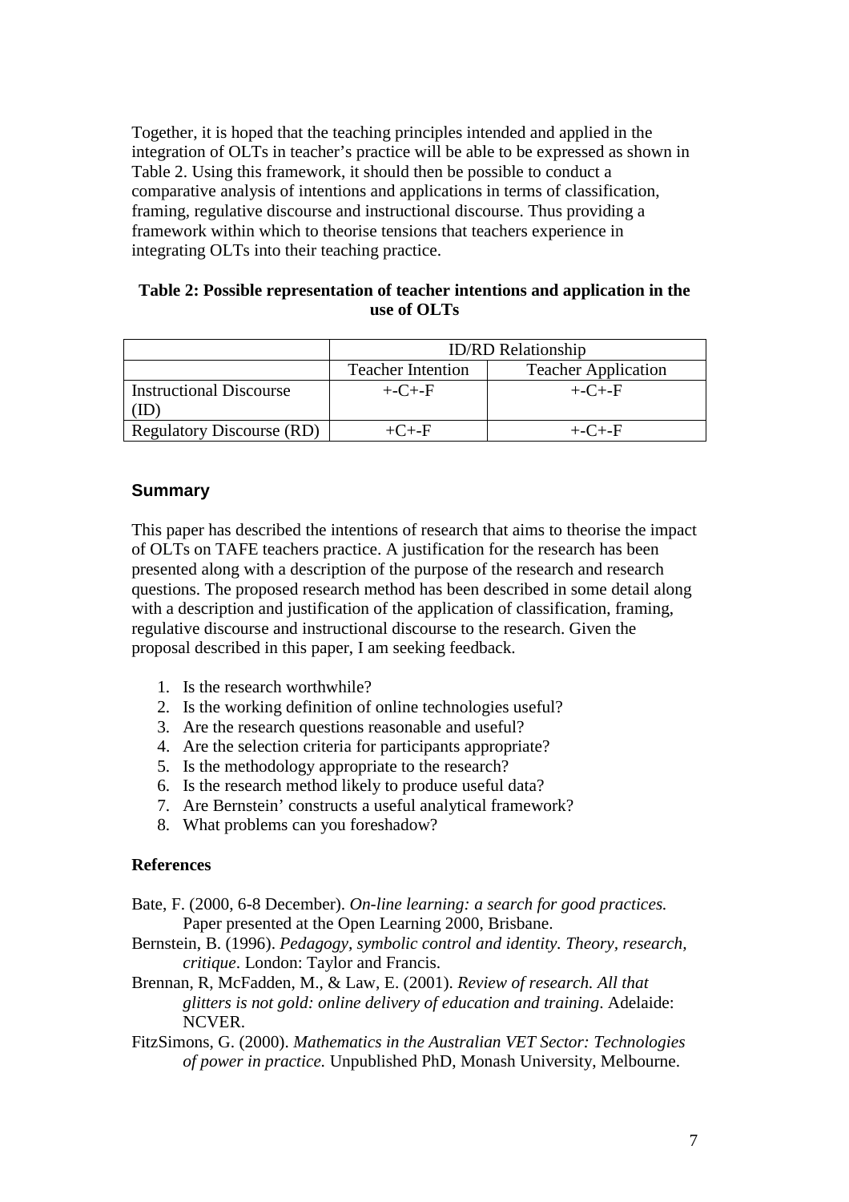Together, it is hoped that the teaching principles intended and applied in the integration of OLTs in teacher's practice will be able to be expressed as shown in Table 2. Using this framework, it should then be possible to conduct a comparative analysis of intentions and applications in terms of classification, framing, regulative discourse and instructional discourse. Thus providing a framework within which to theorise tensions that teachers experience in integrating OLTs into their teaching practice.

**Table 2: Possible representation of teacher intentions and application in the use of OLTs**

| | ID/RD Relationship | |
|---|---|---|
| | Teacher Intention | Teacher Application |
| Instructional Discourse (ID) | +-C+-F | +-C+-F |
| Regulatory Discourse (RD) | +C+-F | +-C+-F |

## Summary

This paper has described the intentions of research that aims to theorise the impact of OLTs on TAFE teachers practice. A justification for the research has been presented along with a description of the purpose of the research and research questions. The proposed research method has been described in some detail along with a description and justification of the application of classification, framing, regulative discourse and instructional discourse to the research. Given the proposal described in this paper, I am seeking feedback.

1. Is the research worthwhile?
2. Is the working definition of online technologies useful?
3. Are the research questions reasonable and useful?
4. Are the selection criteria for participants appropriate?
5. Is the methodology appropriate to the research?
6. Is the research method likely to produce useful data?
7. Are Bernstein' constructs a useful analytical framework?
8. What problems can you foreshadow?

## References

Bate, F. (2000, 6-8 December). *On-line learning: a search for good practices.* Paper presented at the Open Learning 2000, Brisbane.

Bernstein, B. (1996). *Pedagogy, symbolic control and identity. Theory, research, critique*. London: Taylor and Francis.

Brennan, R, McFadden, M., & Law, E. (2001). *Review of research. All that glitters is not gold: online delivery of education and training*. Adelaide: NCVER.

FitzSimons, G. (2000). *Mathematics in the Australian VET Sector: Technologies of power in practice.* Unpublished PhD, Monash University, Melbourne.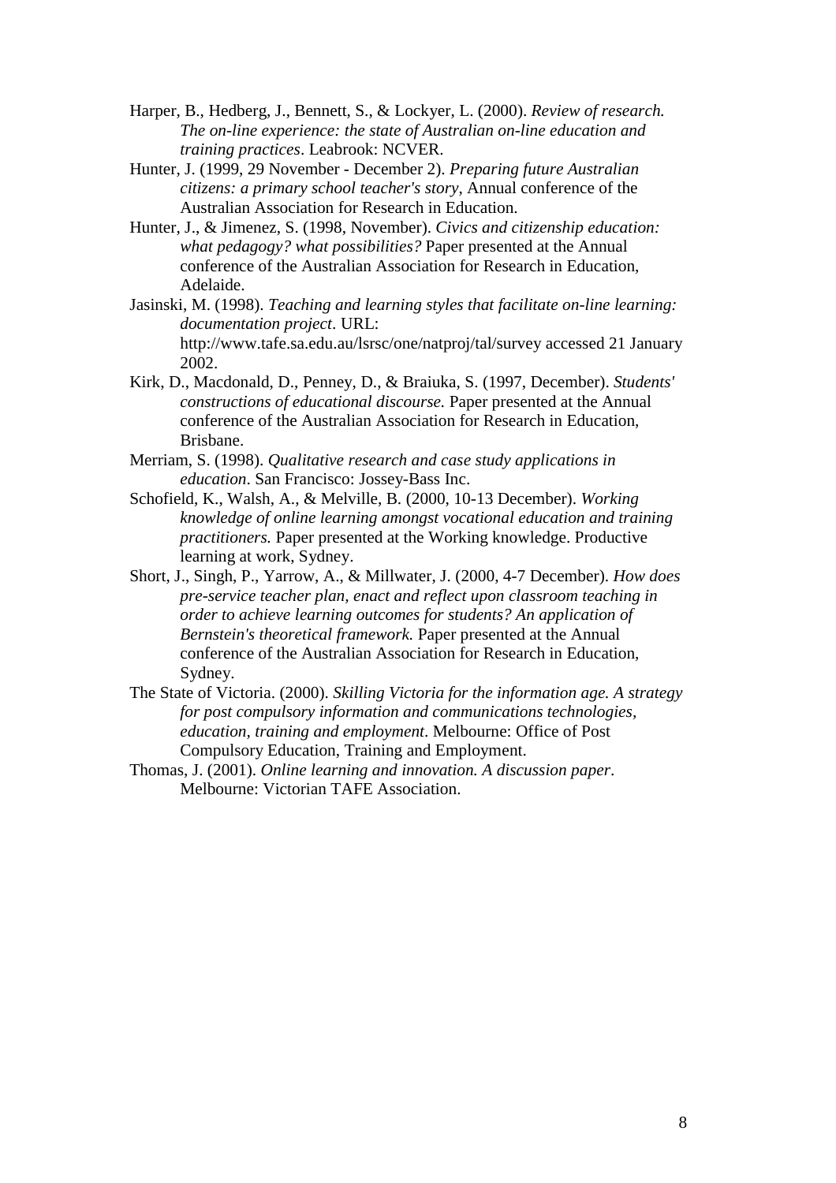Harper, B., Hedberg, J., Bennett, S., & Lockyer, L. (2000). *Review of research. The on-line experience: the state of Australian on-line education and training practices*. Leabrook: NCVER.

Hunter, J. (1999, 29 November - December 2). *Preparing future Australian citizens: a primary school teacher's story*, Annual conference of the Australian Association for Research in Education.

Hunter, J., & Jimenez, S. (1998, November). *Civics and citizenship education: what pedagogy? what possibilities?* Paper presented at the Annual conference of the Australian Association for Research in Education, Adelaide.

Jasinski, M. (1998). *Teaching and learning styles that facilitate on-line learning: documentation project*. URL: http://www.tafe.sa.edu.au/lsrsc/one/natproj/tal/survey accessed 21 January 2002.

Kirk, D., Macdonald, D., Penney, D., & Braiuka, S. (1997, December). *Students' constructions of educational discourse.* Paper presented at the Annual conference of the Australian Association for Research in Education, Brisbane.

Merriam, S. (1998). *Qualitative research and case study applications in education*. San Francisco: Jossey-Bass Inc.

Schofield, K., Walsh, A., & Melville, B. (2000, 10-13 December). *Working knowledge of online learning amongst vocational education and training practitioners.* Paper presented at the Working knowledge. Productive learning at work, Sydney.

Short, J., Singh, P., Yarrow, A., & Millwater, J. (2000, 4-7 December). *How does pre-service teacher plan, enact and reflect upon classroom teaching in order to achieve learning outcomes for students? An application of Bernstein's theoretical framework.* Paper presented at the Annual conference of the Australian Association for Research in Education, Sydney.

The State of Victoria. (2000). *Skilling Victoria for the information age. A strategy for post compulsory information and communications technologies, education, training and employment*. Melbourne: Office of Post Compulsory Education, Training and Employment.

Thomas, J. (2001). *Online learning and innovation. A discussion paper*. Melbourne: Victorian TAFE Association.